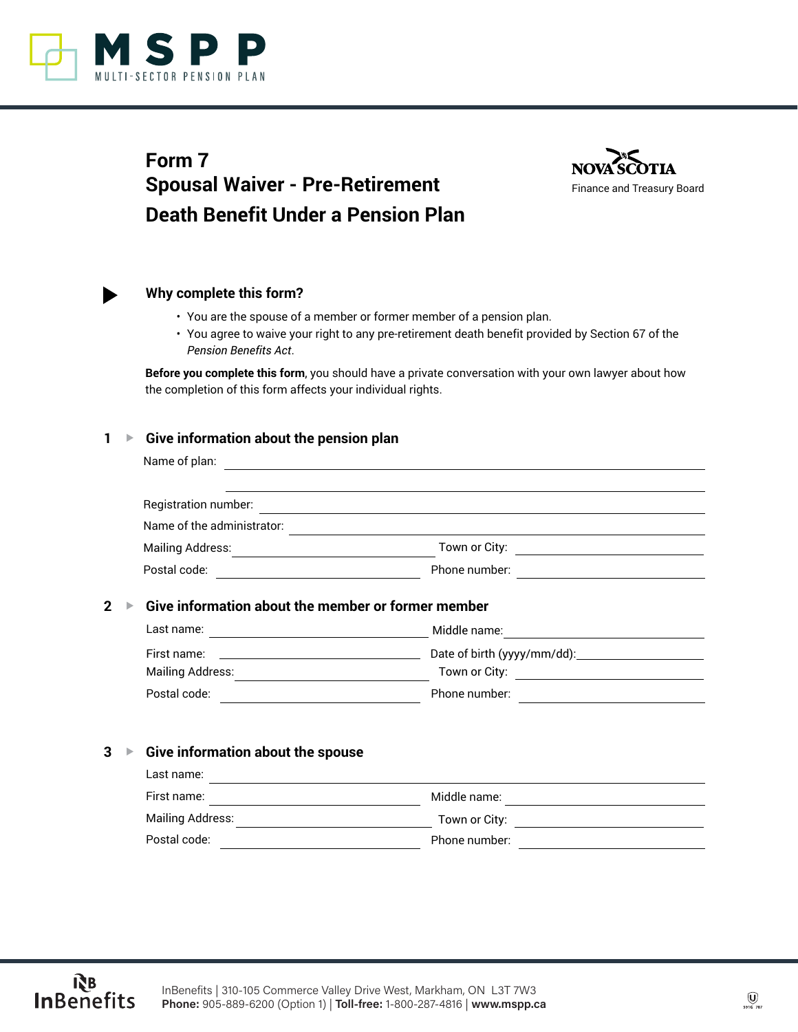MSPP
MULTI-SECTOR PENSION PLAN

# Form 7
# Spousal Waiver - Pre-Retirement Death Benefit Under a Pension Plan

NOVA SCOTIA
Finance and Treasury Board

## Why complete this form?

- You are the spouse of a member or former member of a pension plan.
- You agree to waive your right to any pre-retirement death benefit provided by Section 67 of the *Pension Benefits Act*.

**Before you complete this form**, you should have a private conversation with your own lawyer about how the completion of this form affects your individual rights.

## 1 Give information about the pension plan

Name of plan: ____________________________________________

____________________________________________

Registration number: ____________________________________________

Name of the administrator: ____________________________________________

Mailing Address: ______________________ Town or City: ______________________

Postal code: ______________________ Phone number: ______________________

## 2 Give information about the member or former member

Last name: ______________________ Middle name: ______________________

First name: ______________________ Date of birth (yyyy/mm/dd): ______________________

Mailing Address: ______________________ Town or City: ______________________

Postal code: ______________________ Phone number: ______________________

## 3 Give information about the spouse

Last name: ____________________________________________

First name: ______________________ Middle name: ______________________

Mailing Address: ______________________ Town or City: ______________________

Postal code: ______________________ Phone number: ______________________

InBenefits | 310-105 Commerce Valley Drive West, Markham, ON L3T 7W3
**Phone:** 905-889-6200 (Option 1) | **Toll-free:** 1-800-287-4816 | **www.mspp.ca**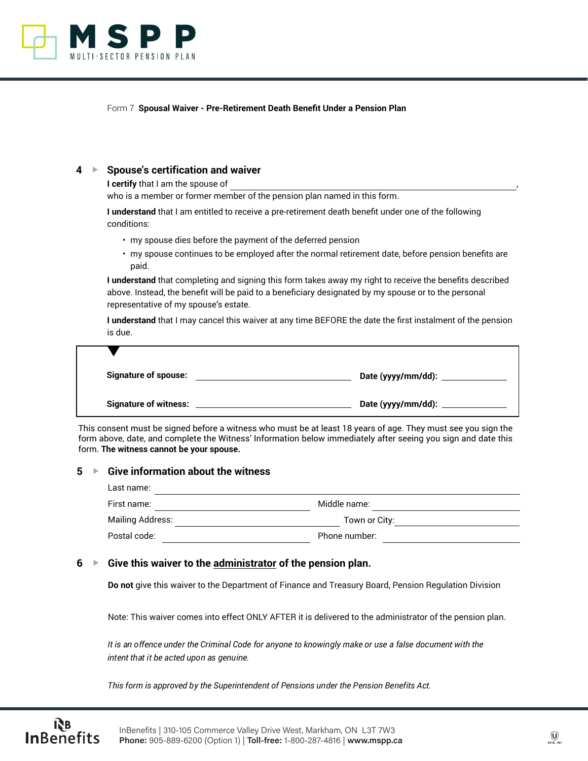Form 7 **Spousal Waiver - Pre-Retirement Death Benefit Under a Pension Plan**

## 4 ▸ Spouse's certification and waiver

**I certify** that I am the spouse of ______________________________________________,
who is a member or former member of the pension plan named in this form.

**I understand** that I am entitled to receive a pre-retirement death benefit under one of the following conditions:

- my spouse dies before the payment of the deferred pension
- my spouse continues to be employed after the normal retirement date, before pension benefits are paid.

**I understand** that completing and signing this form takes away my right to receive the benefits described above. Instead, the benefit will be paid to a beneficiary designated by my spouse or to the personal representative of my spouse's estate.

**I understand** that I may cancel this waiver at any time BEFORE the date the first instalment of the pension is due.

**Signature of spouse:** ______________________ **Date (yyyy/mm/dd):** __________

**Signature of witness:** ______________________ **Date (yyyy/mm/dd):** __________

This consent must be signed before a witness who must be at least 18 years of age. They must see you sign the form above, date, and complete the Witness' Information below immediately after seeing you sign and date this form. **The witness cannot be your spouse.**

## 5 ▸ Give information about the witness

Last name: ______________________________________________

First name: ______________________ Middle name: ______________________

Mailing Address: ______________________ Town or City: ______________________

Postal code: ______________________ Phone number: ______________________

## 6 ▸ Give this waiver to the administrator of the pension plan.

**Do not** give this waiver to the Department of Finance and Treasury Board, Pension Regulation Division

Note: This waiver comes into effect ONLY AFTER it is delivered to the administrator of the pension plan.

*It is an offence under the Criminal Code for anyone to knowingly make or use a false document with the intent that it be acted upon as genuine.*

*This form is approved by the Superintendent of Pensions under the Pension Benefits Act.*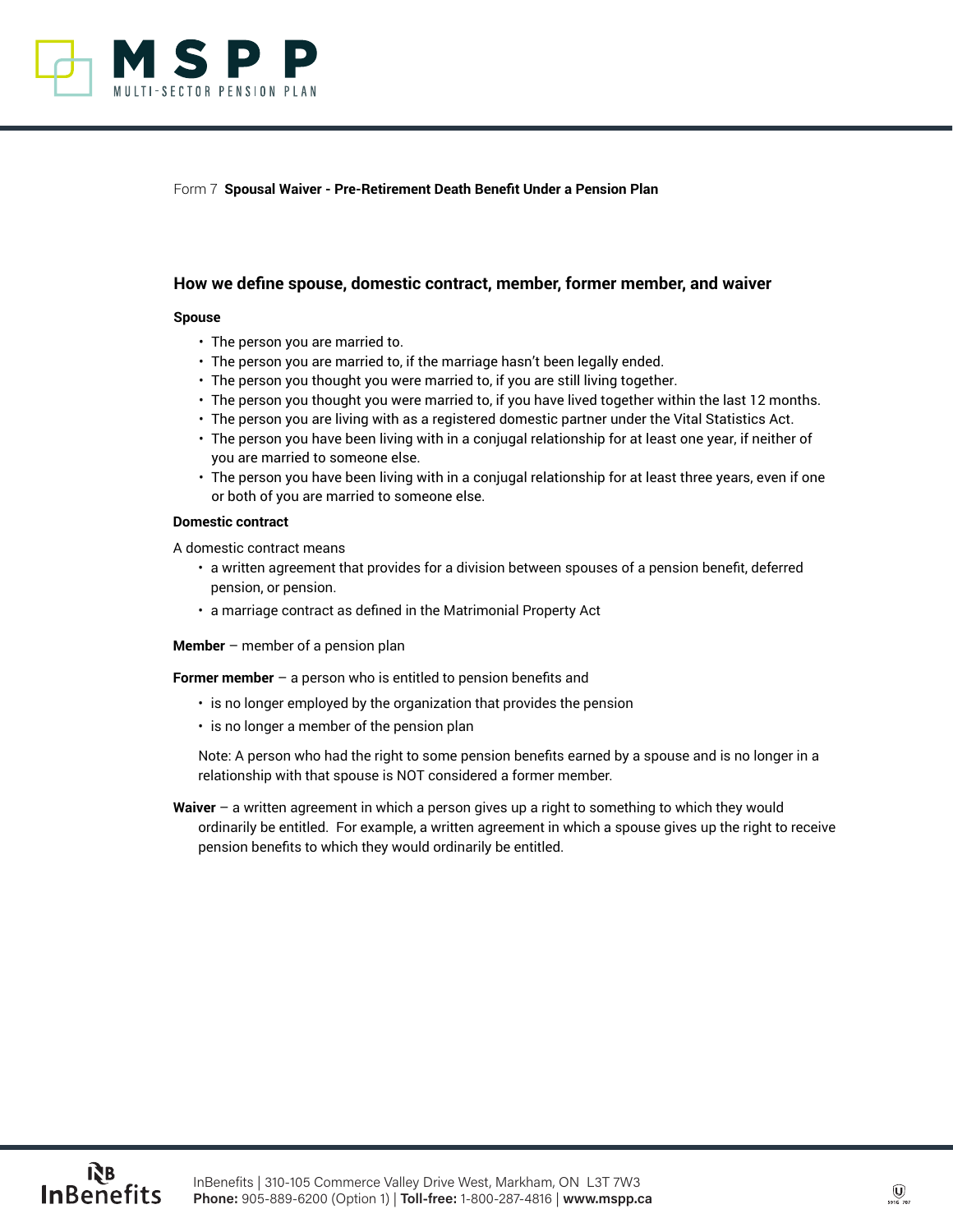Form 7 **Spousal Waiver - Pre-Retirement Death Benefit Under a Pension Plan**

## How we define spouse, domestic contract, member, former member, and waiver

**Spouse**

- The person you are married to.
- The person you are married to, if the marriage hasn't been legally ended.
- The person you thought you were married to, if you are still living together.
- The person you thought you were married to, if you have lived together within the last 12 months.
- The person you are living with as a registered domestic partner under the Vital Statistics Act.
- The person you have been living with in a conjugal relationship for at least one year, if neither of you are married to someone else.
- The person you have been living with in a conjugal relationship for at least three years, even if one or both of you are married to someone else.

**Domestic contract**

A domestic contract means

- a written agreement that provides for a division between spouses of a pension benefit, deferred pension, or pension.
- a marriage contract as defined in the Matrimonial Property Act

**Member** – member of a pension plan

**Former member** – a person who is entitled to pension benefits and

- is no longer employed by the organization that provides the pension
- is no longer a member of the pension plan

Note: A person who had the right to some pension benefits earned by a spouse and is no longer in a relationship with that spouse is NOT considered a former member.

**Waiver** – a written agreement in which a person gives up a right to something to which they would ordinarily be entitled. For example, a written agreement in which a spouse gives up the right to receive pension benefits to which they would ordinarily be entitled.